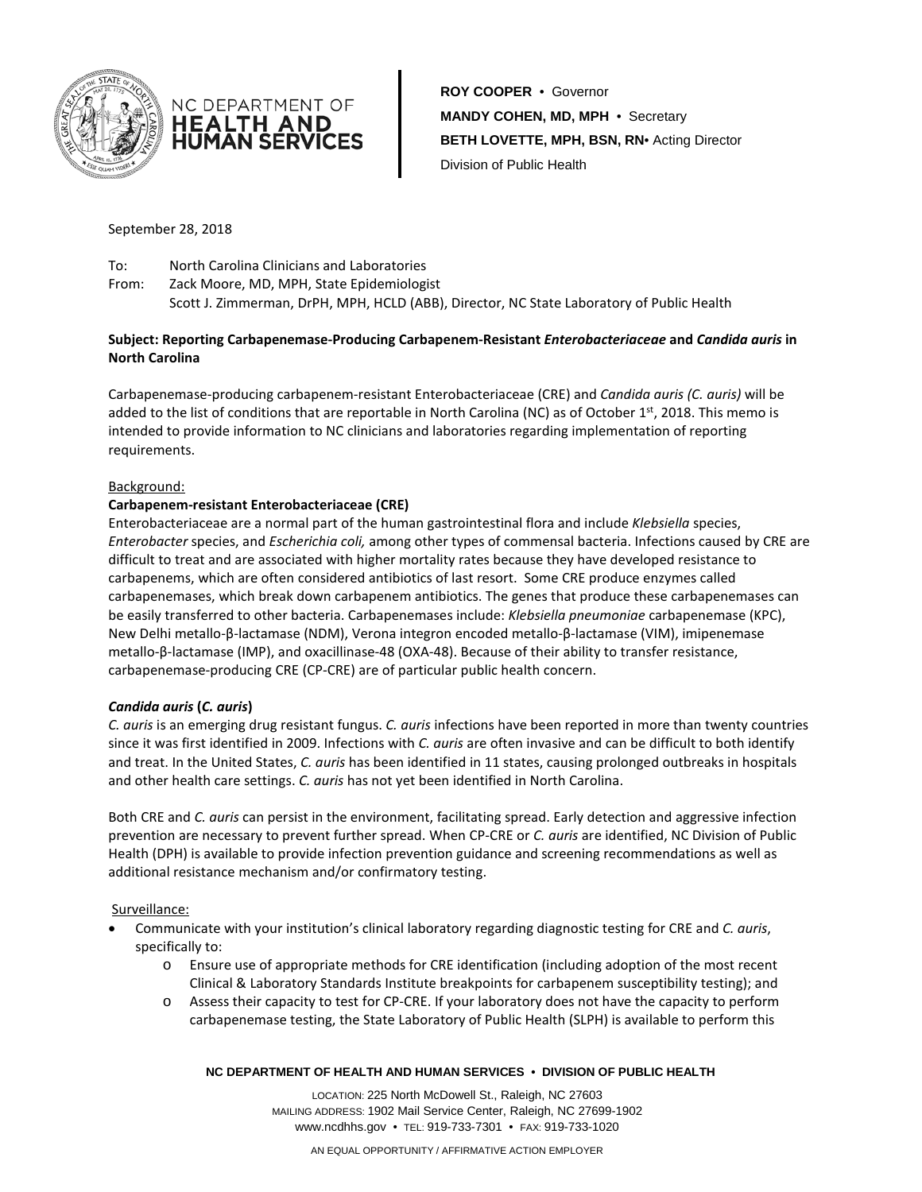NC DEPARTMENT OF **HEALTH AND HUMAN SERVICES**

**ROY COOPER** • Governor
**MANDY COHEN, MD, MPH** • Secretary
**BETH LOVETTE, MPH, BSN, RN**• Acting Director
Division of Public Health

September 28, 2018

To: North Carolina Clinicians and Laboratories
From: Zack Moore, MD, MPH, State Epidemiologist
Scott J. Zimmerman, DrPH, MPH, HCLD (ABB), Director, NC State Laboratory of Public Health

**Subject: Reporting Carbapenemase-Producing Carbapenem-Resistant *Enterobacteriaceae* and *Candida auris* in North Carolina**

Carbapenemase-producing carbapenem-resistant Enterobacteriaceae (CRE) and *Candida auris (C. auris)* will be added to the list of conditions that are reportable in North Carolina (NC) as of October 1st, 2018. This memo is intended to provide information to NC clinicians and laboratories regarding implementation of reporting requirements.

Background:

**Carbapenem-resistant Enterobacteriaceae (CRE)**

Enterobacteriaceae are a normal part of the human gastrointestinal flora and include *Klebsiella* species, *Enterobacter* species, and *Escherichia coli,* among other types of commensal bacteria. Infections caused by CRE are difficult to treat and are associated with higher mortality rates because they have developed resistance to carbapenems, which are often considered antibiotics of last resort. Some CRE produce enzymes called carbapenemases, which break down carbapenem antibiotics. The genes that produce these carbapenemases can be easily transferred to other bacteria. Carbapenemases include: *Klebsiella pneumoniae* carbapenemase (KPC), New Delhi metallo-β-lactamase (NDM), Verona integron encoded metallo-β-lactamase (VIM), imipenemase metallo-β-lactamase (IMP), and oxacillinase-48 (OXA-48). Because of their ability to transfer resistance, carbapenemase-producing CRE (CP-CRE) are of particular public health concern.

***Candida auris* (*C. auris*)**

*C. auris* is an emerging drug resistant fungus. *C. auris* infections have been reported in more than twenty countries since it was first identified in 2009. Infections with *C. auris* are often invasive and can be difficult to both identify and treat. In the United States, *C. auris* has been identified in 11 states, causing prolonged outbreaks in hospitals and other health care settings. *C. auris* has not yet been identified in North Carolina.

Both CRE and *C. auris* can persist in the environment, facilitating spread. Early detection and aggressive infection prevention are necessary to prevent further spread. When CP-CRE or *C. auris* are identified, NC Division of Public Health (DPH) is available to provide infection prevention guidance and screening recommendations as well as additional resistance mechanism and/or confirmatory testing.

Surveillance:

- Communicate with your institution's clinical laboratory regarding diagnostic testing for CRE and *C. auris*, specifically to:
  - Ensure use of appropriate methods for CRE identification (including adoption of the most recent Clinical & Laboratory Standards Institute breakpoints for carbapenem susceptibility testing); and
  - Assess their capacity to test for CP-CRE. If your laboratory does not have the capacity to perform carbapenemase testing, the State Laboratory of Public Health (SLPH) is available to perform this

**NC DEPARTMENT OF HEALTH AND HUMAN SERVICES • DIVISION OF PUBLIC HEALTH**

LOCATION: 225 North McDowell St., Raleigh, NC 27603
MAILING ADDRESS: 1902 Mail Service Center, Raleigh, NC 27699-1902
www.ncdhhs.gov • TEL: 919-733-7301 • FAX: 919-733-1020

AN EQUAL OPPORTUNITY / AFFIRMATIVE ACTION EMPLOYER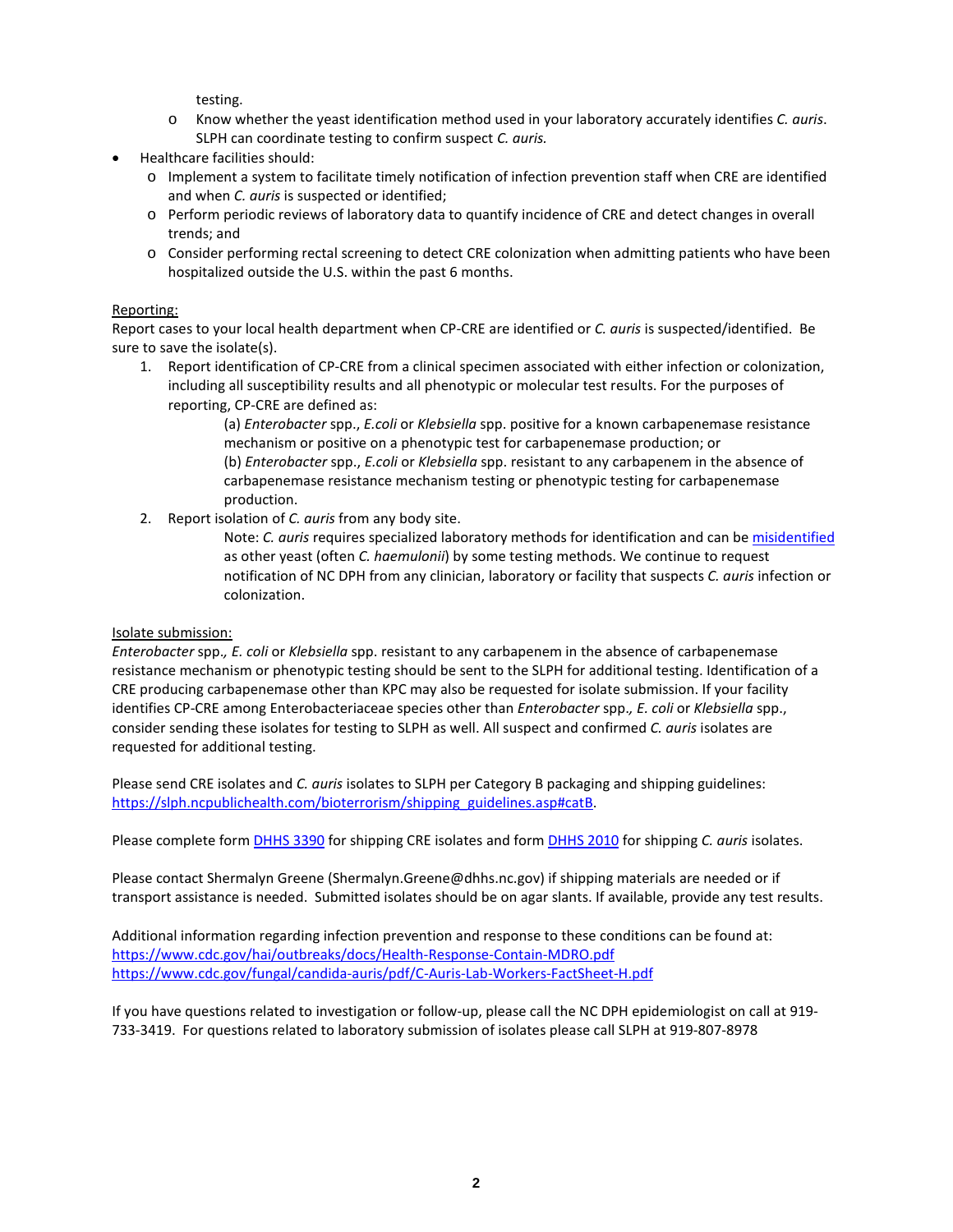testing.

  - Know whether the yeast identification method used in your laboratory accurately identifies *C. auris*. SLPH can coordinate testing to confirm suspect *C. auris.*
- Healthcare facilities should:
  - Implement a system to facilitate timely notification of infection prevention staff when CRE are identified and when *C. auris* is suspected or identified;
  - Perform periodic reviews of laboratory data to quantify incidence of CRE and detect changes in overall trends; and
  - Consider performing rectal screening to detect CRE colonization when admitting patients who have been hospitalized outside the U.S. within the past 6 months.

<u>Reporting:</u>

Report cases to your local health department when CP-CRE are identified or *C. auris* is suspected/identified. Be sure to save the isolate(s).

1. Report identification of CP-CRE from a clinical specimen associated with either infection or colonization, including all susceptibility results and all phenotypic or molecular test results. For the purposes of reporting, CP-CRE are defined as:

   (a) *Enterobacter* spp., *E.coli* or *Klebsiella* spp. positive for a known carbapenemase resistance mechanism or positive on a phenotypic test for carbapenemase production; or

   (b) *Enterobacter* spp., *E.coli* or *Klebsiella* spp. resistant to any carbapenem in the absence of carbapenemase resistance mechanism testing or phenotypic testing for carbapenemase production.

2. Report isolation of *C. auris* from any body site.

   Note: *C. auris* requires specialized laboratory methods for identification and can be misidentified as other yeast (often *C. haemulonii*) by some testing methods. We continue to request notification of NC DPH from any clinician, laboratory or facility that suspects *C. auris* infection or colonization.

<u>Isolate submission:</u>

*Enterobacter* spp.*, E. coli* or *Klebsiella* spp. resistant to any carbapenem in the absence of carbapenemase resistance mechanism or phenotype testing should be sent to the SLPH for additional testing. Identification of a CRE producing carbapenemase other than KPC may also be requested for isolate submission. If your facility identifies CP-CRE among Enterobacteriaceae species other than *Enterobacter* spp.*, E. coli* or *Klebsiella* spp., consider sending these isolates for testing to SLPH as well. All suspect and confirmed *C. auris* isolates are requested for additional testing.

Please send CRE isolates and *C. auris* isolates to SLPH per Category B packaging and shipping guidelines: https://slph.ncpublichealth.com/bioterrorism/shipping_guidelines.asp#catB.

Please complete form DHHS 3390 for shipping CRE isolates and form DHHS 2010 for shipping *C. auris* isolates.

Please contact Shermalyn Greene (Shermalyn.Greene@dhhs.nc.gov) if shipping materials are needed or if transport assistance is needed. Submitted isolates should be on agar slants. If available, provide any test results.

Additional information regarding infection prevention and response to these conditions can be found at:
https://www.cdc.gov/hai/outbreaks/docs/Health-Response-Contain-MDRO.pdf
https://www.cdc.gov/fungal/candida-auris/pdf/C-Auris-Lab-Workers-FactSheet-H.pdf

If you have questions related to investigation or follow-up, please call the NC DPH epidemiologist on call at 919-733-3419. For questions related to laboratory submission of isolates please call SLPH at 919-807-8978